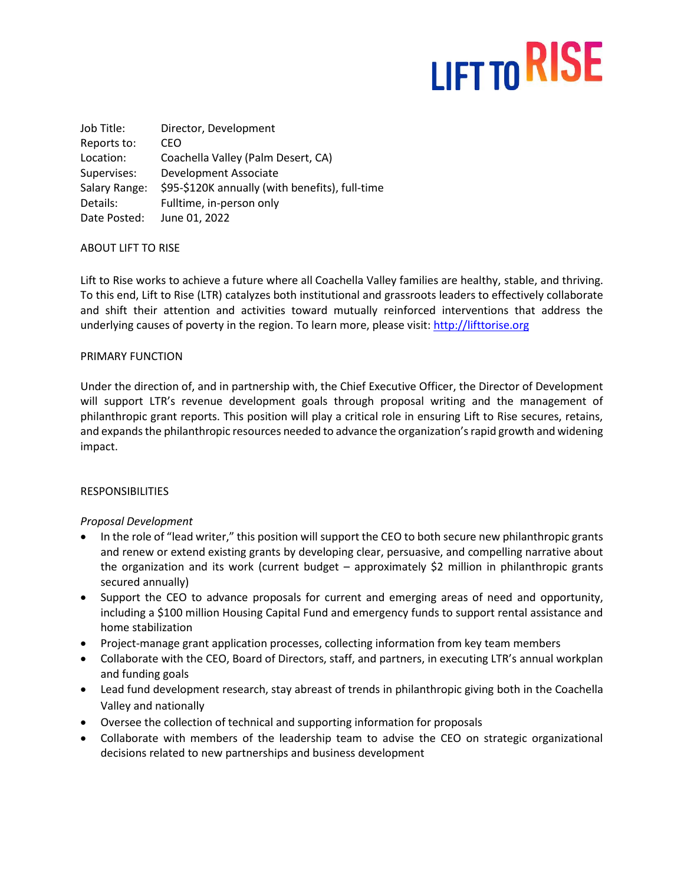LIFT TO RISE

| | |
|---|---|
| Job Title: | Director, Development |
| Reports to: | CEO |
| Location: | Coachella Valley (Palm Desert, CA) |
| Supervises: | Development Associate |
| Salary Range: | $95-$120K annually (with benefits), full-time |
| Details: | Fulltime, in-person only |
| Date Posted: | June 01, 2022 |

## ABOUT LIFT TO RISE

Lift to Rise works to achieve a future where all Coachella Valley families are healthy, stable, and thriving. To this end, Lift to Rise (LTR) catalyzes both institutional and grassroots leaders to effectively collaborate and shift their attention and activities toward mutually reinforced interventions that address the underlying causes of poverty in the region. To learn more, please visit: http://lifttorise.org

## PRIMARY FUNCTION

Under the direction of, and in partnership with, the Chief Executive Officer, the Director of Development will support LTR's revenue development goals through proposal writing and the management of philanthropic grant reports. This position will play a critical role in ensuring Lift to Rise secures, retains, and expands the philanthropic resources needed to advance the organization's rapid growth and widening impact.

## RESPONSIBILITIES

*Proposal Development*

- In the role of "lead writer," this position will support the CEO to both secure new philanthropic grants and renew or extend existing grants by developing clear, persuasive, and compelling narrative about the organization and its work (current budget – approximately $2 million in philanthropic grants secured annually)
- Support the CEO to advance proposals for current and emerging areas of need and opportunity, including a $100 million Housing Capital Fund and emergency funds to support rental assistance and home stabilization
- Project-manage grant application processes, collecting information from key team members
- Collaborate with the CEO, Board of Directors, staff, and partners, in executing LTR's annual workplan and funding goals
- Lead fund development research, stay abreast of trends in philanthropic giving both in the Coachella Valley and nationally
- Oversee the collection of technical and supporting information for proposals
- Collaborate with members of the leadership team to advise the CEO on strategic organizational decisions related to new partnerships and business development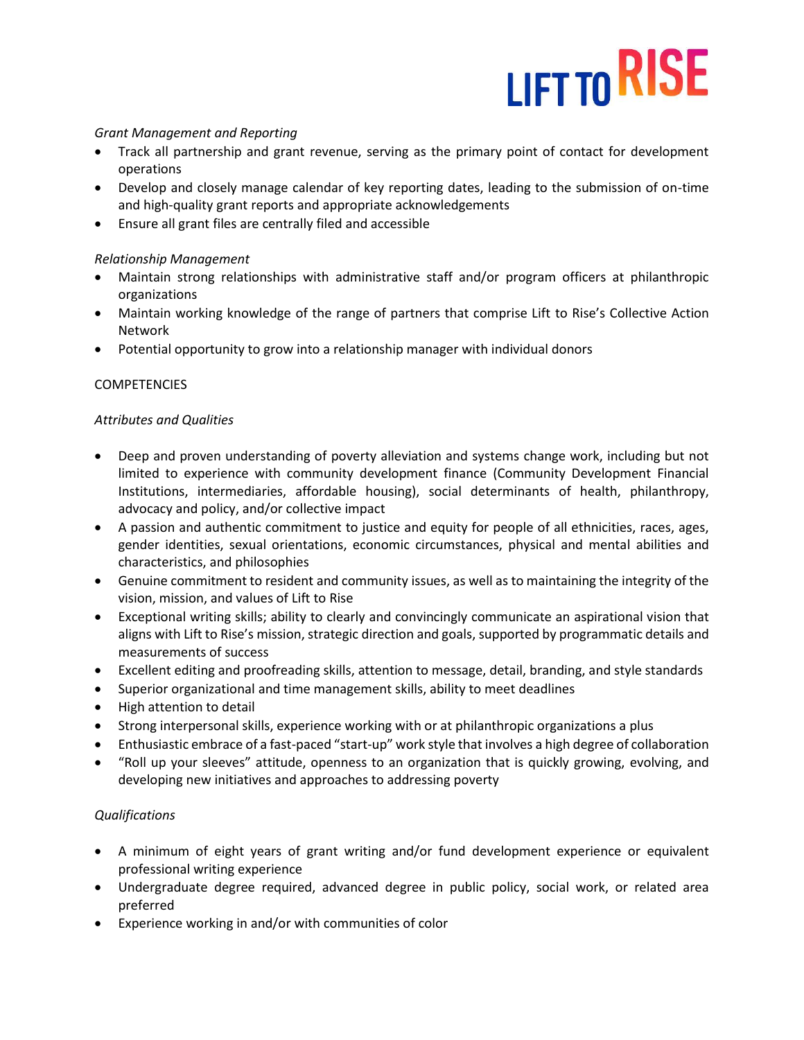*Grant Management and Reporting*

- Track all partnership and grant revenue, serving as the primary point of contact for development operations
- Develop and closely manage calendar of key reporting dates, leading to the submission of on-time and high-quality grant reports and appropriate acknowledgements
- Ensure all grant files are centrally filed and accessible

*Relationship Management*

- Maintain strong relationships with administrative staff and/or program officers at philanthropic organizations
- Maintain working knowledge of the range of partners that comprise Lift to Rise's Collective Action Network
- Potential opportunity to grow into a relationship manager with individual donors

COMPETENCIES

*Attributes and Qualities*

- Deep and proven understanding of poverty alleviation and systems change work, including but not limited to experience with community development finance (Community Development Financial Institutions, intermediaries, affordable housing), social determinants of health, philanthropy, advocacy and policy, and/or collective impact
- A passion and authentic commitment to justice and equity for people of all ethnicities, races, ages, gender identities, sexual orientations, economic circumstances, physical and mental abilities and characteristics, and philosophies
- Genuine commitment to resident and community issues, as well as to maintaining the integrity of the vision, mission, and values of Lift to Rise
- Exceptional writing skills; ability to clearly and convincingly communicate an aspirational vision that aligns with Lift to Rise's mission, strategic direction and goals, supported by programmatic details and measurements of success
- Excellent editing and proofreading skills, attention to message, detail, branding, and style standards
- Superior organizational and time management skills, ability to meet deadlines
- High attention to detail
- Strong interpersonal skills, experience working with or at philanthropic organizations a plus
- Enthusiastic embrace of a fast-paced "start-up" work style that involves a high degree of collaboration
- "Roll up your sleeves" attitude, openness to an organization that is quickly growing, evolving, and developing new initiatives and approaches to addressing poverty

*Qualifications*

- A minimum of eight years of grant writing and/or fund development experience or equivalent professional writing experience
- Undergraduate degree required, advanced degree in public policy, social work, or related area preferred
- Experience working in and/or with communities of color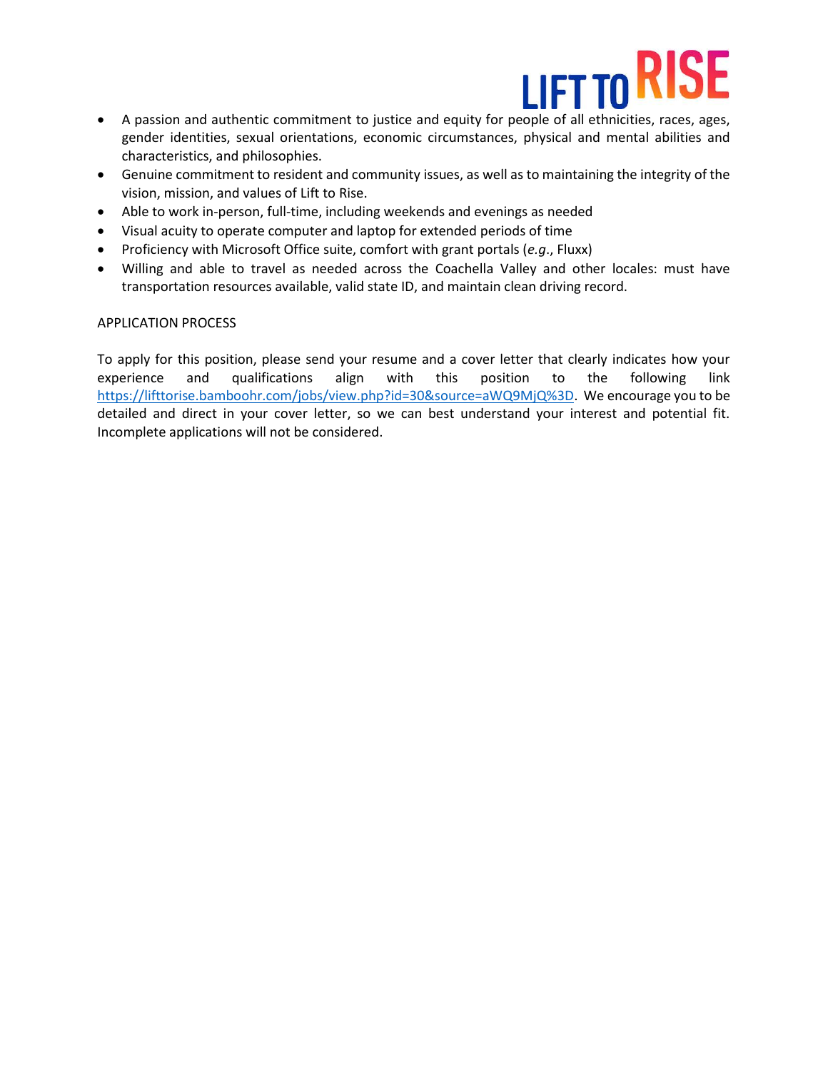- A passion and authentic commitment to justice and equity for people of all ethnicities, races, ages, gender identities, sexual orientations, economic circumstances, physical and mental abilities and characteristics, and philosophies.
- Genuine commitment to resident and community issues, as well as to maintaining the integrity of the vision, mission, and values of Lift to Rise.
- Able to work in-person, full-time, including weekends and evenings as needed
- Visual acuity to operate computer and laptop for extended periods of time
- Proficiency with Microsoft Office suite, comfort with grant portals (*e.g*., Fluxx)
- Willing and able to travel as needed across the Coachella Valley and other locales: must have transportation resources available, valid state ID, and maintain clean driving record.

APPLICATION PROCESS

To apply for this position, please send your resume and a cover letter that clearly indicates how your experience and qualifications align with this position to the following link https://lifttorise.bamboohr.com/jobs/view.php?id=30&source=aWQ9MjQ%3D. We encourage you to be detailed and direct in your cover letter, so we can best understand your interest and potential fit. Incomplete applications will not be considered.